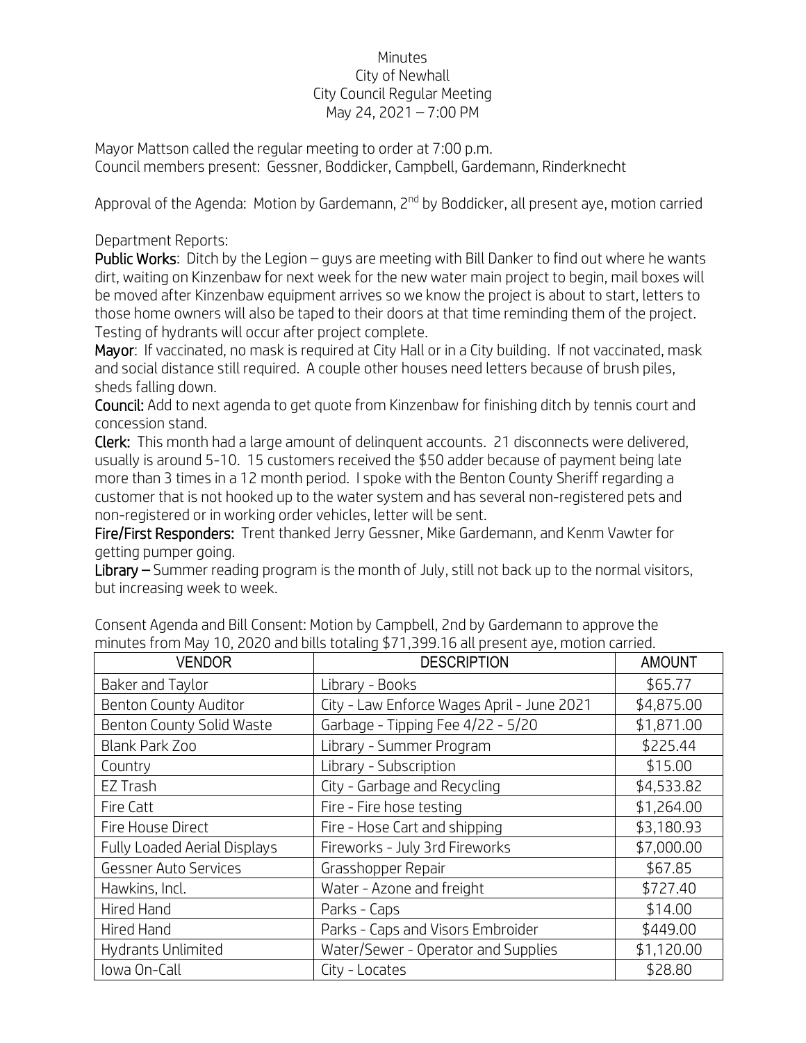Minutes
City of Newhall
City Council Regular Meeting
May 24, 2021 – 7:00 PM

Mayor Mattson called the regular meeting to order at 7:00 p.m.
Council members present: Gessner, Boddicker, Campbell, Gardemann, Rinderknecht

Approval of the Agenda: Motion by Gardemann, 2nd by Boddicker, all present aye, motion carried

Department Reports:

**Public Works**: Ditch by the Legion – guys are meeting with Bill Danker to find out where he wants dirt, waiting on Kinzenbaw for next week for the new water main project to begin, mail boxes will be moved after Kinzenbaw equipment arrives so we know the project is about to start, letters to those home owners will also be taped to their doors at that time reminding them of the project. Testing of hydrants will occur after project complete.

**Mayor**: If vaccinated, no mask is required at City Hall or in a City building. If not vaccinated, mask and social distance still required. A couple other houses need letters because of brush piles, sheds falling down.

**Council:** Add to next agenda to get quote from Kinzenbaw for finishing ditch by tennis court and concession stand.

**Clerk:** This month had a large amount of delinquent accounts. 21 disconnects were delivered, usually is around 5-10. 15 customers received the $50 adder because of payment being late more than 3 times in a 12 month period. I spoke with the Benton County Sheriff regarding a customer that is not hooked up to the water system and has several non-registered pets and non-registered or in working order vehicles, letter will be sent.

**Fire/First Responders:** Trent thanked Jerry Gessner, Mike Gardemann, and Kenm Vawter for getting pumper going.

**Library** – Summer reading program is the month of July, still not back up to the normal visitors, but increasing week to week.

Consent Agenda and Bill Consent: Motion by Campbell, 2nd by Gardemann to approve the minutes from May 10, 2020 and bills totaling $71,399.16 all present aye, motion carried.

| VENDOR | DESCRIPTION | AMOUNT |
|---|---|---|
| Baker and Taylor | Library - Books | $65.77 |
| Benton County Auditor | City - Law Enforce Wages April - June 2021 | $4,875.00 |
| Benton County Solid Waste | Garbage - Tipping Fee 4/22 - 5/20 | $1,871.00 |
| Blank Park Zoo | Library - Summer Program | $225.44 |
| Country | Library - Subscription | $15.00 |
| EZ Trash | City - Garbage and Recycling | $4,533.82 |
| Fire Catt | Fire - Fire hose testing | $1,264.00 |
| Fire House Direct | Fire - Hose Cart and shipping | $3,180.93 |
| Fully Loaded Aerial Displays | Fireworks - July 3rd Fireworks | $7,000.00 |
| Gessner Auto Services | Grasshopper Repair | $67.85 |
| Hawkins, Incl. | Water - Azone and freight | $727.40 |
| Hired Hand | Parks - Caps | $14.00 |
| Hired Hand | Parks - Caps and Visors Embroider | $449.00 |
| Hydrants Unlimited | Water/Sewer - Operator and Supplies | $1,120.00 |
| Iowa On-Call | City - Locates | $28.80 |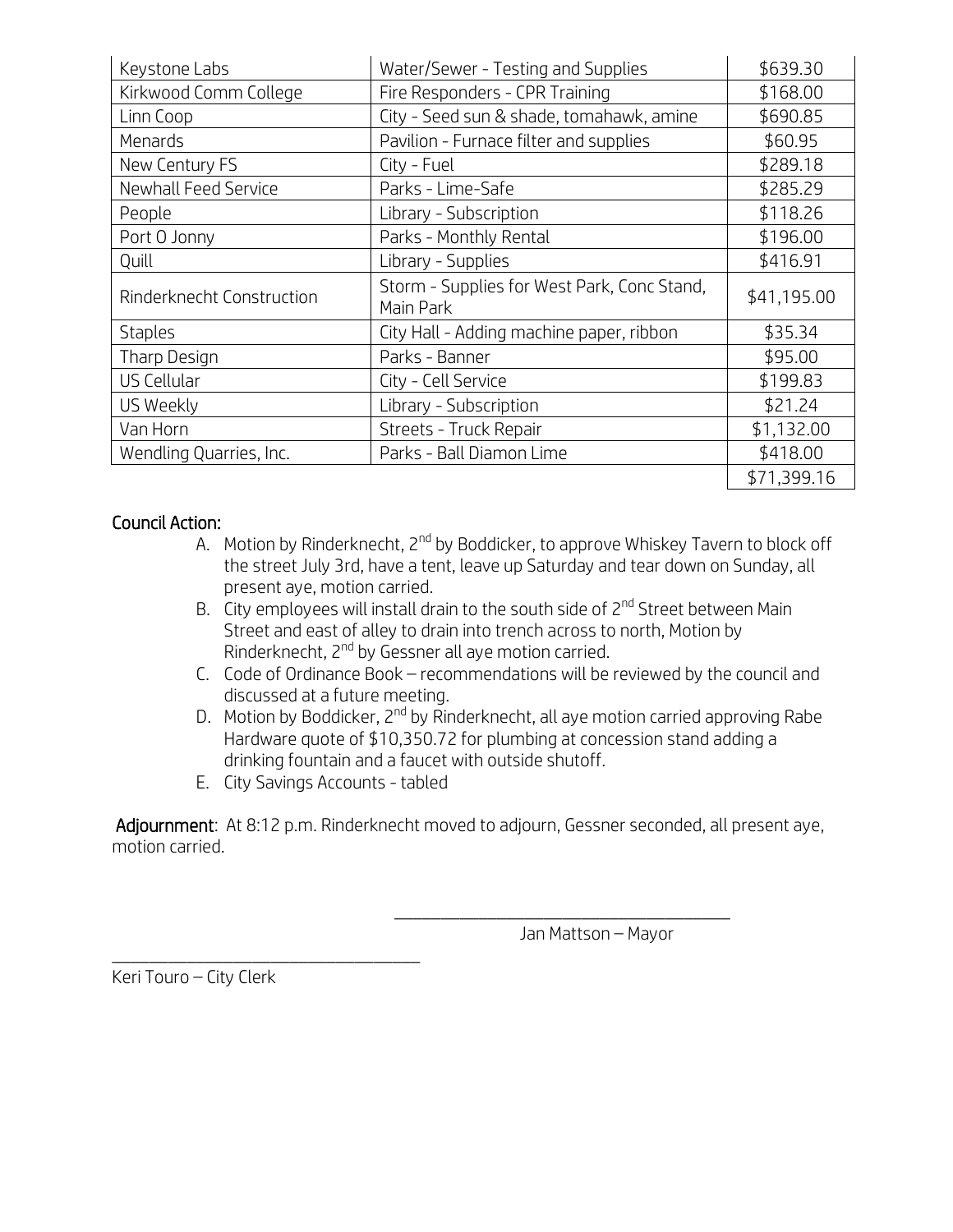| | | |
|---|---|---|
| Keystone Labs | Water/Sewer - Testing and Supplies | $639.30 |
| Kirkwood Comm College | Fire Responders - CPR Training | $168.00 |
| Linn Coop | City - Seed sun & shade, tomahawk, amine | $690.85 |
| Menards | Pavilion - Furnace filter and supplies | $60.95 |
| New Century FS | City - Fuel | $289.18 |
| Newhall Feed Service | Parks - Lime-Safe | $285.29 |
| People | Library - Subscription | $118.26 |
| Port O Jonny | Parks - Monthly Rental | $196.00 |
| Quill | Library - Supplies | $416.91 |
| Rinderknecht Construction | Storm - Supplies for West Park, Conc Stand, Main Park | $41,195.00 |
| Staples | City Hall - Adding machine paper, ribbon | $35.34 |
| Tharp Design | Parks - Banner | $95.00 |
| US Cellular | City - Cell Service | $199.83 |
| US Weekly | Library - Subscription | $21.24 |
| Van Horn | Streets - Truck Repair | $1,132.00 |
| Wendling Quarries, Inc. | Parks - Ball Diamon Lime | $418.00 |
| | | $71,399.16 |

**Council Action:**

A. Motion by Rinderknecht, 2nd by Boddicker, to approve Whiskey Tavern to block off the street July 3rd, have a tent, leave up Saturday and tear down on Sunday, all present aye, motion carried.

B. City employees will install drain to the south side of 2nd Street between Main Street and east of alley to drain into trench across to north, Motion by Rinderknecht, 2nd by Gessner all aye motion carried.

C. Code of Ordinance Book – recommendations will be reviewed by the council and discussed at a future meeting.

D. Motion by Boddicker, 2nd by Rinderknecht, all aye motion carried approving Rabe Hardware quote of $10,350.72 for plumbing at concession stand adding a drinking fountain and a faucet with outside shutoff.

E. City Savings Accounts - tabled

**Adjournment**: At 8:12 p.m. Rinderknecht moved to adjourn, Gessner seconded, all present aye, motion carried.

\_\_\_\_\_\_\_\_\_\_\_\_\_\_\_\_\_\_\_\_\_\_\_\_\_\_\_\_\_\_\_\_\_\_\_\_\_\_\_

Jan Mattson – Mayor

\_\_\_\_\_\_\_\_\_\_\_\_\_\_\_\_\_\_\_\_\_\_\_\_\_\_\_\_\_\_\_\_\_\_\_\_\_\_\_

Keri Touro – City Clerk